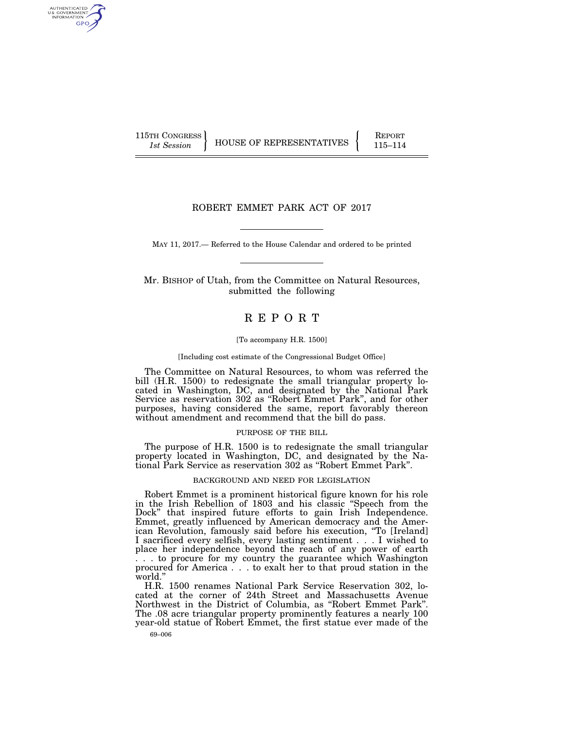115TH CONGRESS
*1st Session*

HOUSE OF REPRESENTATIVES

REPORT
115–114

# ROBERT EMMET PARK ACT OF 2017

MAY 11, 2017.— Referred to the House Calendar and ordered to be printed

Mr. BISHOP of Utah, from the Committee on Natural Resources, submitted the following

# R E P O R T

[To accompany H.R. 1500]

[Including cost estimate of the Congressional Budget Office]

The Committee on Natural Resources, to whom was referred the bill (H.R. 1500) to redesignate the small triangular property located in Washington, DC, and designated by the National Park Service as reservation 302 as "Robert Emmet Park", and for other purposes, having considered the same, report favorably thereon without amendment and recommend that the bill do pass.

## PURPOSE OF THE BILL

The purpose of H.R. 1500 is to redesignate the small triangular property located in Washington, DC, and designated by the National Park Service as reservation 302 as "Robert Emmet Park".

## BACKGROUND AND NEED FOR LEGISLATION

Robert Emmet is a prominent historical figure known for his role in the Irish Rebellion of 1803 and his classic "Speech from the Dock" that inspired future efforts to gain Irish Independence. Emmet, greatly influenced by American democracy and the American Revolution, famously said before his execution, "To [Ireland] I sacrificed every selfish, every lasting sentiment . . . I wished to place her independence beyond the reach of any power of earth . . . to procure for my country the guarantee which Washington procured for America . . . to exalt her to that proud station in the world."

H.R. 1500 renames National Park Service Reservation 302, located at the corner of 24th Street and Massachusetts Avenue Northwest in the District of Columbia, as "Robert Emmet Park". The .08 acre triangular property prominently features a nearly 100 year-old statue of Robert Emmet, the first statue ever made of the

69–006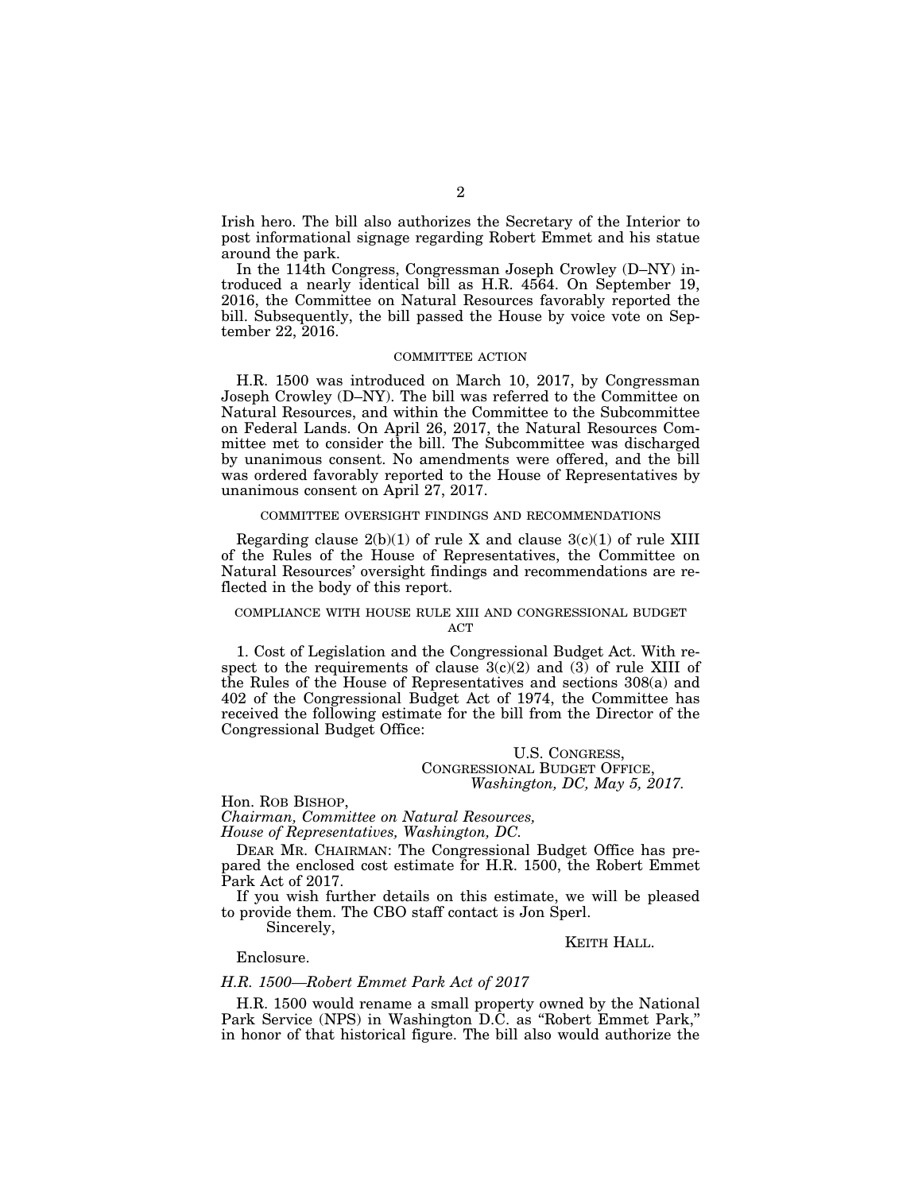Irish hero. The bill also authorizes the Secretary of the Interior to post informational signage regarding Robert Emmet and his statue around the park.

In the 114th Congress, Congressman Joseph Crowley (D–NY) introduced a nearly identical bill as H.R. 4564. On September 19, 2016, the Committee on Natural Resources favorably reported the bill. Subsequently, the bill passed the House by voice vote on September 22, 2016.

## COMMITTEE ACTION

H.R. 1500 was introduced on March 10, 2017, by Congressman Joseph Crowley (D–NY). The bill was referred to the Committee on Natural Resources, and within the Committee to the Subcommittee on Federal Lands. On April 26, 2017, the Natural Resources Committee met to consider the bill. The Subcommittee was discharged by unanimous consent. No amendments were offered, and the bill was ordered favorably reported to the House of Representatives by unanimous consent on April 27, 2017.

## COMMITTEE OVERSIGHT FINDINGS AND RECOMMENDATIONS

Regarding clause 2(b)(1) of rule X and clause 3(c)(1) of rule XIII of the Rules of the House of Representatives, the Committee on Natural Resources' oversight findings and recommendations are reflected in the body of this report.

## COMPLIANCE WITH HOUSE RULE XIII AND CONGRESSIONAL BUDGET ACT

1. Cost of Legislation and the Congressional Budget Act. With respect to the requirements of clause 3(c)(2) and (3) of rule XIII of the Rules of the House of Representatives and sections 308(a) and 402 of the Congressional Budget Act of 1974, the Committee has received the following estimate for the bill from the Director of the Congressional Budget Office:

U.S. CONGRESS,
CONGRESSIONAL BUDGET OFFICE,
*Washington, DC, May 5, 2017.*

Hon. ROB BISHOP,
*Chairman, Committee on Natural Resources,*
*House of Representatives, Washington, DC.*

DEAR MR. CHAIRMAN: The Congressional Budget Office has prepared the enclosed cost estimate for H.R. 1500, the Robert Emmet Park Act of 2017.

If you wish further details on this estimate, we will be pleased to provide them. The CBO staff contact is Jon Sperl.

Sincerely,

KEITH HALL.

Enclosure.

*H.R. 1500—Robert Emmet Park Act of 2017*

H.R. 1500 would rename a small property owned by the National Park Service (NPS) in Washington D.C. as "Robert Emmet Park," in honor of that historical figure. The bill also would authorize the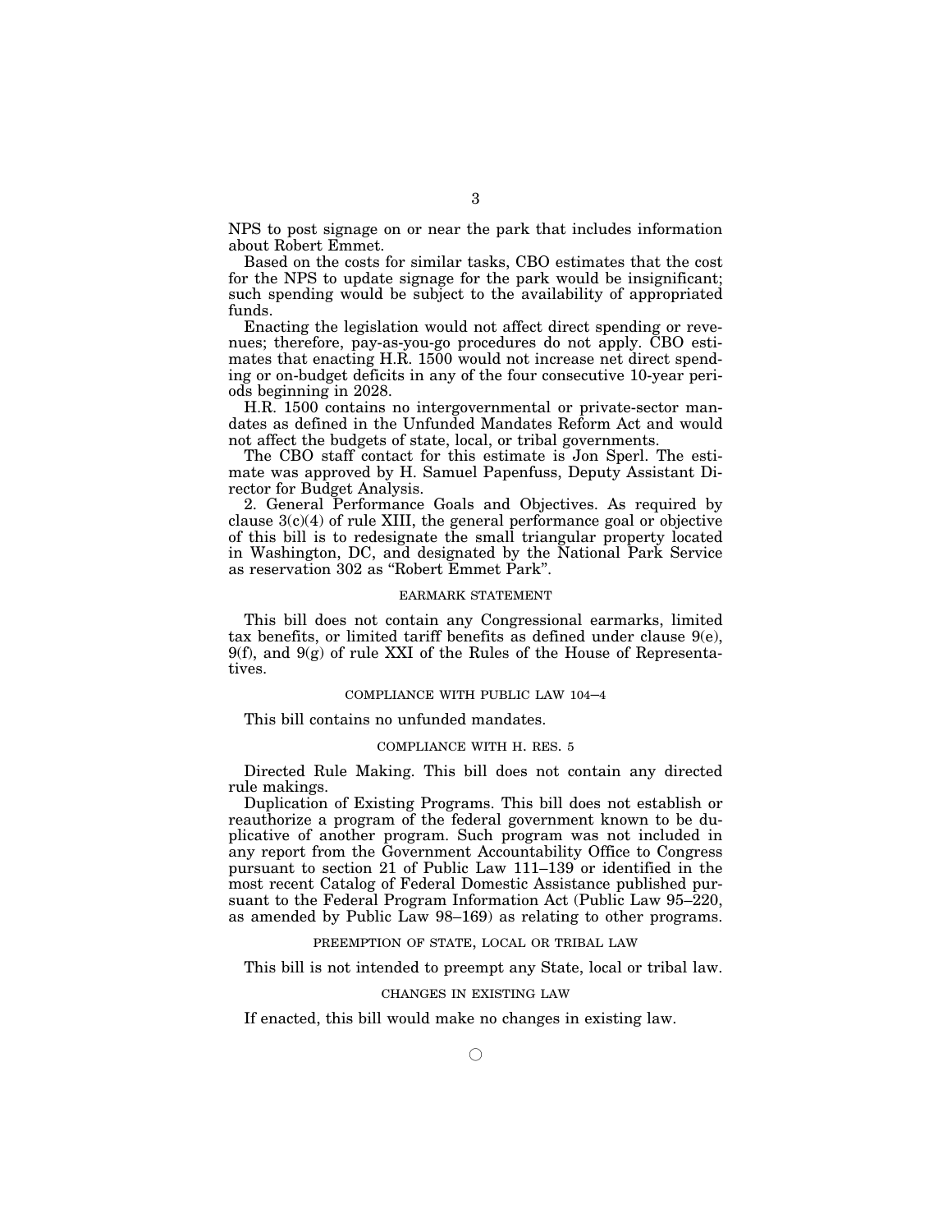NPS to post signage on or near the park that includes information about Robert Emmet.

Based on the costs for similar tasks, CBO estimates that the cost for the NPS to update signage for the park would be insignificant; such spending would be subject to the availability of appropriated funds.

Enacting the legislation would not affect direct spending or revenues; therefore, pay-as-you-go procedures do not apply. CBO estimates that enacting H.R. 1500 would not increase net direct spending or on-budget deficits in any of the four consecutive 10-year periods beginning in 2028.

H.R. 1500 contains no intergovernmental or private-sector mandates as defined in the Unfunded Mandates Reform Act and would not affect the budgets of state, local, or tribal governments.

The CBO staff contact for this estimate is Jon Sperl. The estimate was approved by H. Samuel Papenfuss, Deputy Assistant Director for Budget Analysis.

2. General Performance Goals and Objectives. As required by clause 3(c)(4) of rule XIII, the general performance goal or objective of this bill is to redesignate the small triangular property located in Washington, DC, and designated by the National Park Service as reservation 302 as "Robert Emmet Park".

## EARMARK STATEMENT

This bill does not contain any Congressional earmarks, limited tax benefits, or limited tariff benefits as defined under clause 9(e), 9(f), and 9(g) of rule XXI of the Rules of the House of Representatives.

## COMPLIANCE WITH PUBLIC LAW 104–4

This bill contains no unfunded mandates.

## COMPLIANCE WITH H. RES. 5

Directed Rule Making. This bill does not contain any directed rule makings.

Duplication of Existing Programs. This bill does not establish or reauthorize a program of the federal government known to be duplicative of another program. Such program was not included in any report from the Government Accountability Office to Congress pursuant to section 21 of Public Law 111–139 or identified in the most recent Catalog of Federal Domestic Assistance published pursuant to the Federal Program Information Act (Public Law 95–220, as amended by Public Law 98–169) as relating to other programs.

## PREEMPTION OF STATE, LOCAL OR TRIBAL LAW

This bill is not intended to preempt any State, local or tribal law.

## CHANGES IN EXISTING LAW

If enacted, this bill would make no changes in existing law.